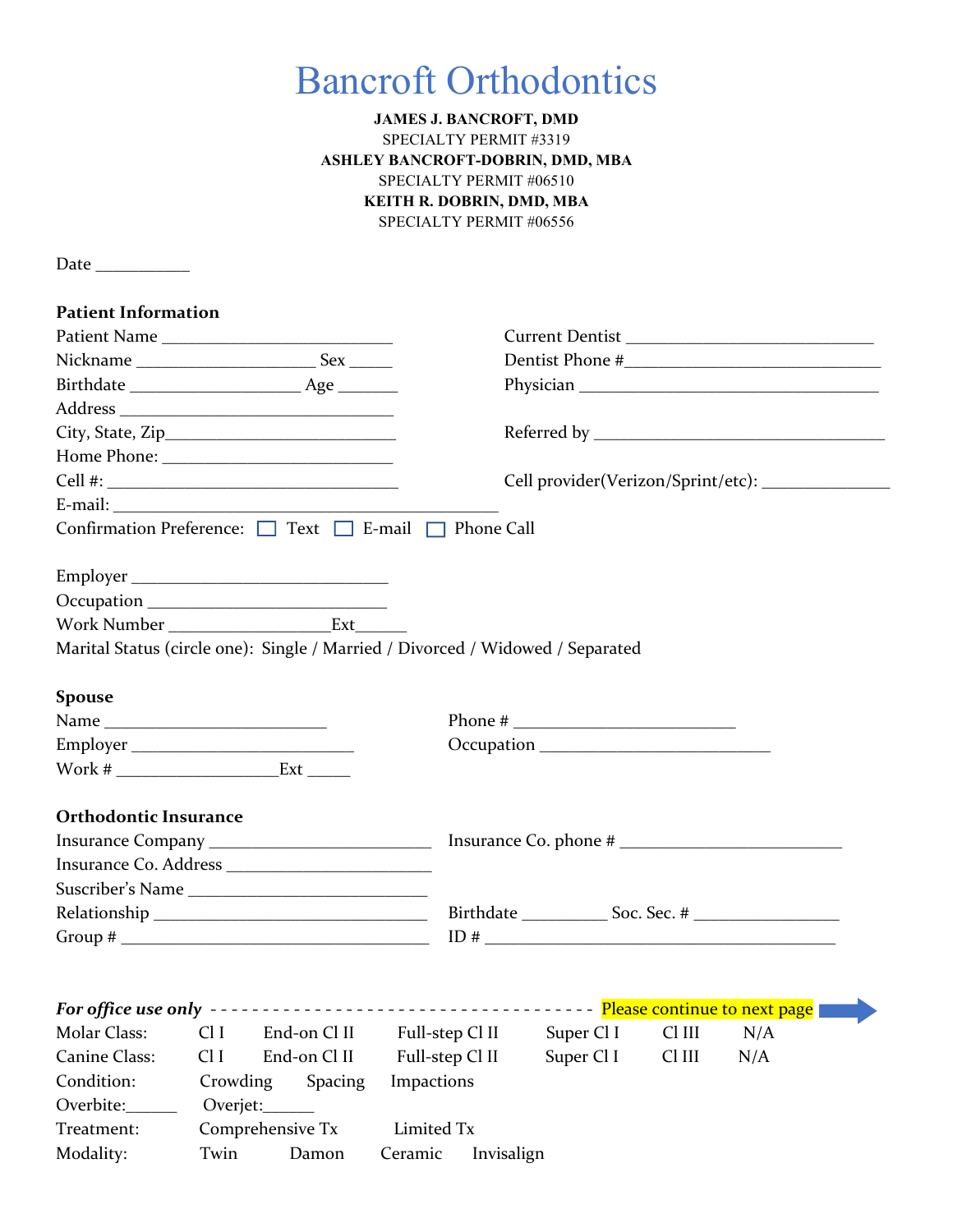# Bancroft Orthodontics

**JAMES J. BANCROFT, DMD**
SPECIALTY PERMIT #3319
**ASHLEY BANCROFT-DOBRIN, DMD, MBA**
SPECIALTY PERMIT #06510
**KEITH R. DOBRIN, DMD, MBA**
SPECIALTY PERMIT #06556

Date ___________

**Patient Information**

Patient Name ___________________________
Nickname ____________________ Sex _____
Birthdate ____________________ Age _______
Address ________________________________
City, State, Zip___________________________
Home Phone: ___________________________
Cell #: __________________________________
E-mail: _____________________________________________
Confirmation Preference: ☐ Text ☐ E-mail ☐ Phone Call

Current Dentist _____________________________
Dentist Phone #______________________________
Physician ___________________________________
Referred by __________________________________
Cell provider(Verizon/Sprint/etc): ______________

Employer ____________________________
Occupation ___________________________
Work Number ___________________Ext______
Marital Status (circle one): Single / Married / Divorced / Widowed / Separated

**Spouse**

Name __________________________
Employer __________________________
Work # ___________________Ext _____

Phone # __________________________
Occupation ___________________________

**Orthodontic Insurance**

Insurance Company _________________________
Insurance Co. Address _______________________
Suscriber's Name ____________________________
Relationship ________________________________
Group # ____________________________________

Insurance Co. phone # _________________________
Birthdate __________ Soc. Sec. # ________________
ID # _________________________________________

***For office use only*** ----------------------------------------- Please continue to next page →

Molar Class: Cl I End-on Cl II Full-step Cl II Super Cl I Cl III N/A
Canine Class: Cl I End-on Cl II Full-step Cl II Super Cl I Cl III N/A
Condition: Crowding Spacing Impactions
Overbite:______ Overjet:______
Treatment: Comprehensive Tx Limited Tx
Modality: Twin Damon Ceramic Invisalign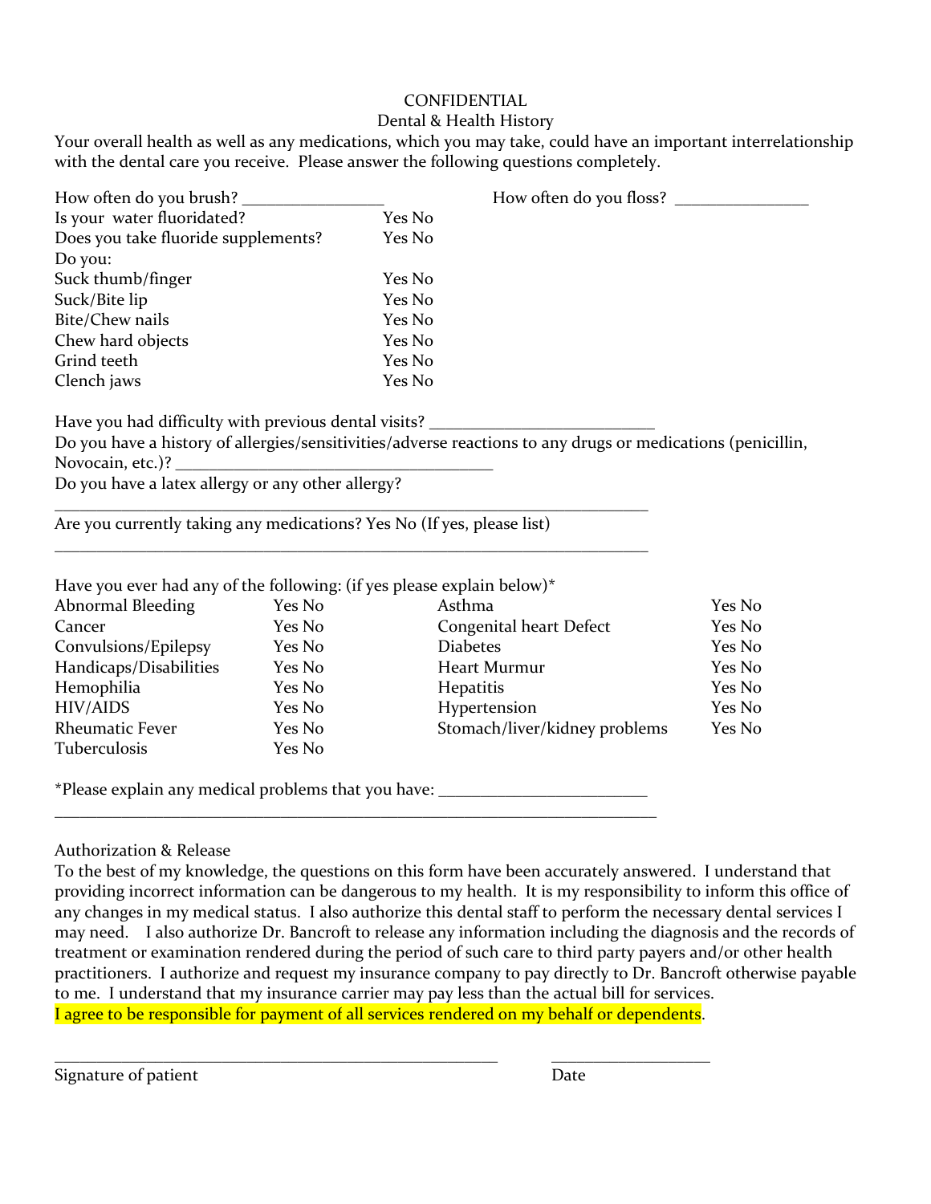CONFIDENTIAL

Dental & Health History

Your overall health as well as any medications, which you may take, could have an important interrelationship with the dental care you receive. Please answer the following questions completely.

How often do you brush? _________________ How often do you floss? ________________

| | |
|---|---|
| Is your water fluoridated? | Yes No |
| Does you take fluoride supplements? | Yes No |
| Do you: | |
| Suck thumb/finger | Yes No |
| Suck/Bite lip | Yes No |
| Bite/Chew nails | Yes No |
| Chew hard objects | Yes No |
| Grind teeth | Yes No |
| Clench jaws | Yes No |

Have you had difficulty with previous dental visits? ___________________________

Do you have a history of allergies/sensitivities/adverse reactions to any drugs or medications (penicillin, Novocain, etc.)? ______________________________________

Do you have a latex allergy or any other allergy?

_____________________________________________________________________________

Are you currently taking any medications? Yes No (If yes, please list)

_____________________________________________________________________________

Have you ever had any of the following: (if yes please explain below)*

| | | | |
|---|---|---|---|
| Abnormal Bleeding | Yes No | Asthma | Yes No |
| Cancer | Yes No | Congenital heart Defect | Yes No |
| Convulsions/Epilepsy | Yes No | Diabetes | Yes No |
| Handicaps/Disabilities | Yes No | Heart Murmur | Yes No |
| Hemophilia | Yes No | Hepatitis | Yes No |
| HIV/AIDS | Yes No | Hypertension | Yes No |
| Rheumatic Fever | Yes No | Stomach/liver/kidney problems | Yes No |
| Tuberculosis | Yes No | | |

*Please explain any medical problems that you have: _________________________

_____________________________________________________________________________

Authorization & Release

To the best of my knowledge, the questions on this form have been accurately answered. I understand that providing incorrect information can be dangerous to my health. It is my responsibility to inform this office of any changes in my medical status. I also authorize this dental staff to perform the necessary dental services I may need. I also authorize Dr. Bancroft to release any information including the diagnosis and the records of treatment or examination rendered during the period of such care to third party payers and/or other health practitioners. I authorize and request my insurance company to pay directly to Dr. Bancroft otherwise payable to me. I understand that my insurance carrier may pay less than the actual bill for services.
I agree to be responsible for payment of all services rendered on my behalf or dependents.

_______________________________________________________ ____________________

Signature of patient Date